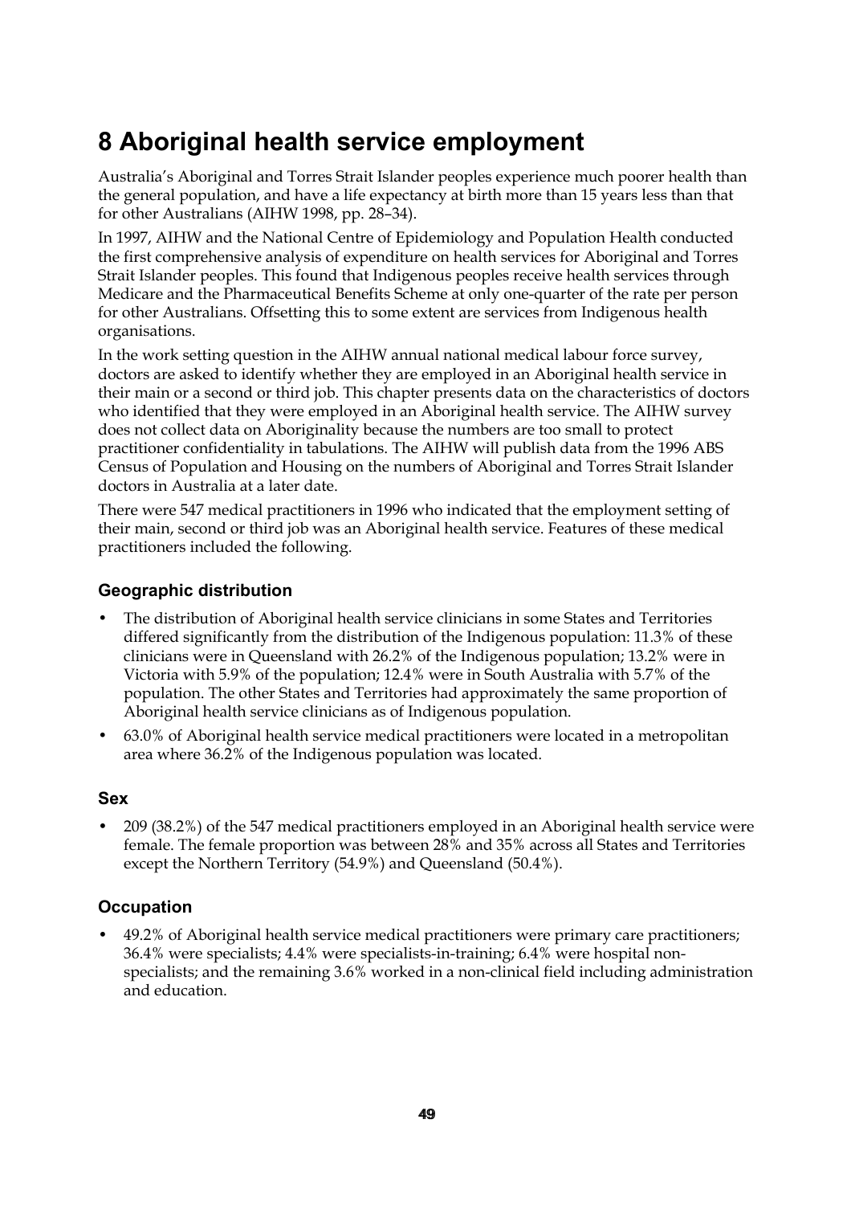# 8 Aboriginal health service employment

Australia's Aboriginal and Torres Strait Islander peoples experience much poorer health than the general population, and have a life expectancy at birth more than 15 years less than that for other Australians (AIHW 1998, pp. 28–34).

In 1997, AIHW and the National Centre of Epidemiology and Population Health conducted the first comprehensive analysis of expenditure on health services for Aboriginal and Torres Strait Islander peoples. This found that Indigenous peoples receive health services through Medicare and the Pharmaceutical Benefits Scheme at only one-quarter of the rate per person for other Australians. Offsetting this to some extent are services from Indigenous health organisations.

In the work setting question in the AIHW annual national medical labour force survey, doctors are asked to identify whether they are employed in an Aboriginal health service in their main or a second or third job. This chapter presents data on the characteristics of doctors who identified that they were employed in an Aboriginal health service. The AIHW survey does not collect data on Aboriginality because the numbers are too small to protect practitioner confidentiality in tabulations. The AIHW will publish data from the 1996 ABS Census of Population and Housing on the numbers of Aboriginal and Torres Strait Islander doctors in Australia at a later date.

There were 547 medical practitioners in 1996 who indicated that the employment setting of their main, second or third job was an Aboriginal health service. Features of these medical practitioners included the following.

### Geographic distribution

- The distribution of Aboriginal health service clinicians in some States and Territories differed significantly from the distribution of the Indigenous population: 11.3% of these clinicians were in Queensland with 26.2% of the Indigenous population; 13.2% were in Victoria with 5.9% of the population; 12.4% were in South Australia with 5.7% of the population. The other States and Territories had approximately the same proportion of Aboriginal health service clinicians as of Indigenous population.
- 63.0% of Aboriginal health service medical practitioners were located in a metropolitan area where 36.2% of the Indigenous population was located.

### Sex

- 209 (38.2%) of the 547 medical practitioners employed in an Aboriginal health service were female. The female proportion was between 28% and 35% across all States and Territories except the Northern Territory (54.9%) and Queensland (50.4%).

### Occupation

- 49.2% of Aboriginal health service medical practitioners were primary care practitioners; 36.4% were specialists; 4.4% were specialists-in-training; 6.4% were hospital non-specialists; and the remaining 3.6% worked in a non-clinical field including administration and education.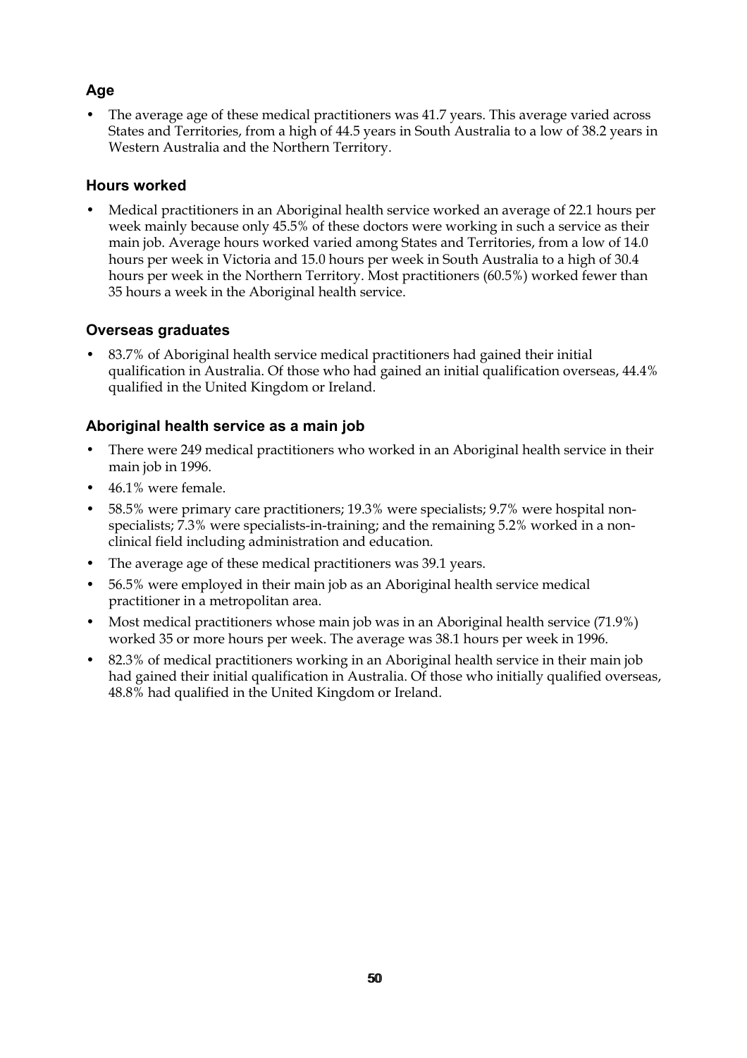### Age

- The average age of these medical practitioners was 41.7 years. This average varied across States and Territories, from a high of 44.5 years in South Australia to a low of 38.2 years in Western Australia and the Northern Territory.

### Hours worked

- Medical practitioners in an Aboriginal health service worked an average of 22.1 hours per week mainly because only 45.5% of these doctors were working in such a service as their main job. Average hours worked varied among States and Territories, from a low of 14.0 hours per week in Victoria and 15.0 hours per week in South Australia to a high of 30.4 hours per week in the Northern Territory. Most practitioners (60.5%) worked fewer than 35 hours a week in the Aboriginal health service.

### Overseas graduates

- 83.7% of Aboriginal health service medical practitioners had gained their initial qualification in Australia. Of those who had gained an initial qualification overseas, 44.4% qualified in the United Kingdom or Ireland.

### Aboriginal health service as a main job

- There were 249 medical practitioners who worked in an Aboriginal health service in their main job in 1996.
- 46.1% were female.
- 58.5% were primary care practitioners; 19.3% were specialists; 9.7% were hospital non-specialists; 7.3% were specialists-in-training; and the remaining 5.2% worked in a non-clinical field including administration and education.
- The average age of these medical practitioners was 39.1 years.
- 56.5% were employed in their main job as an Aboriginal health service medical practitioner in a metropolitan area.
- Most medical practitioners whose main job was in an Aboriginal health service (71.9%) worked 35 or more hours per week. The average was 38.1 hours per week in 1996.
- 82.3% of medical practitioners working in an Aboriginal health service in their main job had gained their initial qualification in Australia. Of those who initially qualified overseas, 48.8% had qualified in the United Kingdom or Ireland.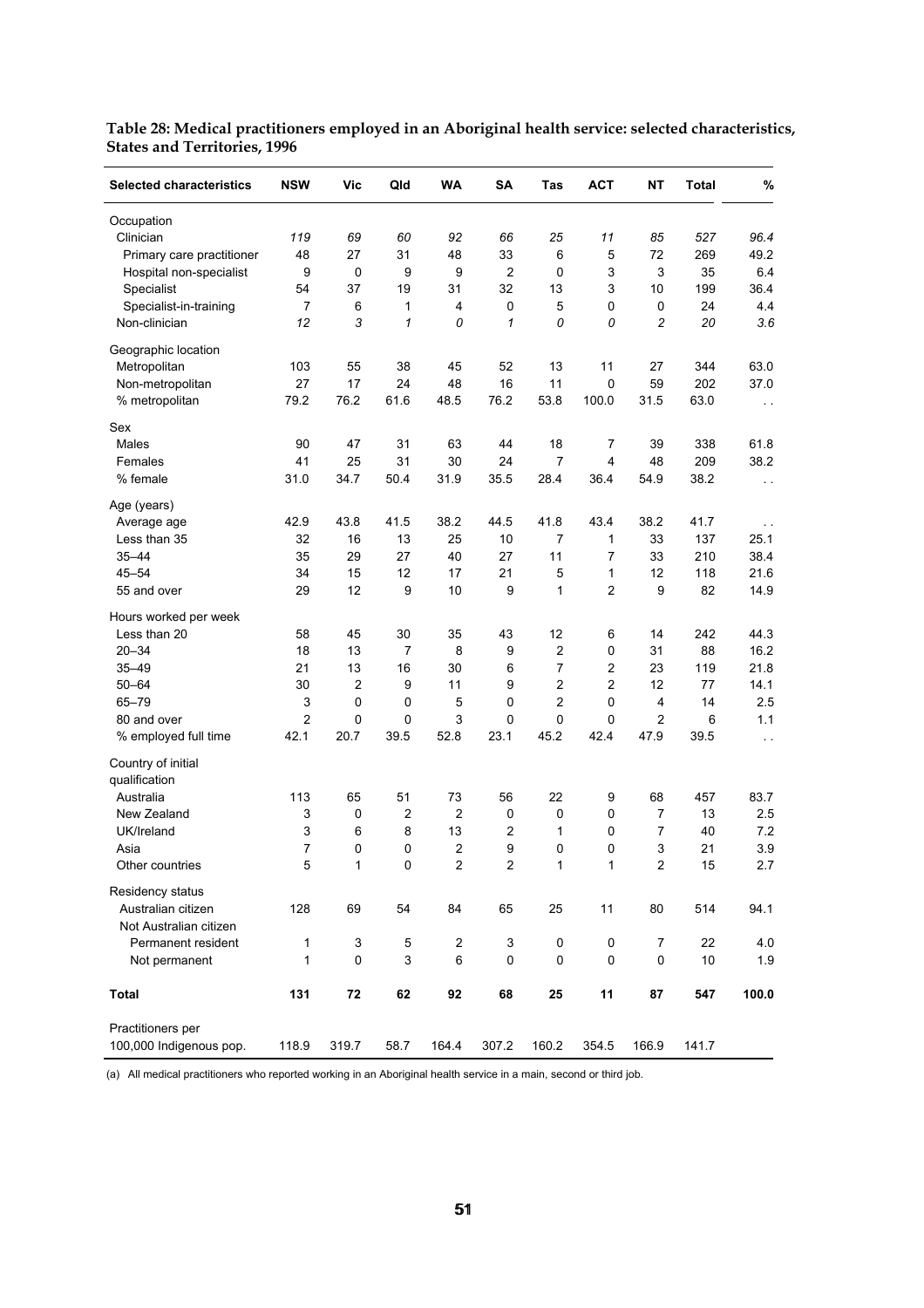**Table 28: Medical practitioners employed in an Aboriginal health service: selected characteristics, States and Territories, 1996**

| Selected characteristics | NSW | Vic | Qld | WA | SA | Tas | ACT | NT | Total | % |
|---|---|---|---|---|---|---|---|---|---|---|
| Occupation | | | | | | | | | | |
| Clinician | *119* | *69* | *60* | *92* | *66* | *25* | *11* | *85* | *527* | *96.4* |
| Primary care practitioner | 48 | 27 | 31 | 48 | 33 | 6 | 5 | 72 | 269 | 49.2 |
| Hospital non-specialist | 9 | 0 | 9 | 9 | 2 | 0 | 3 | 3 | 35 | 6.4 |
| Specialist | 54 | 37 | 19 | 31 | 32 | 13 | 3 | 10 | 199 | 36.4 |
| Specialist-in-training | 7 | 6 | 1 | 4 | 0 | 5 | 0 | 0 | 24 | 4.4 |
| Non-clinician | *12* | *3* | *1* | *0* | *1* | *0* | *0* | *2* | *20* | *3.6* |
| Geographic location | | | | | | | | | | |
| Metropolitan | 103 | 55 | 38 | 45 | 52 | 13 | 11 | 27 | 344 | 63.0 |
| Non-metropolitan | 27 | 17 | 24 | 48 | 16 | 11 | 0 | 59 | 202 | 37.0 |
| % metropolitan | 79.2 | 76.2 | 61.6 | 48.5 | 76.2 | 53.8 | 100.0 | 31.5 | 63.0 | . . |
| Sex | | | | | | | | | | |
| Males | 90 | 47 | 31 | 63 | 44 | 18 | 7 | 39 | 338 | 61.8 |
| Females | 41 | 25 | 31 | 30 | 24 | 7 | 4 | 48 | 209 | 38.2 |
| % female | 31.0 | 34.7 | 50.4 | 31.9 | 35.5 | 28.4 | 36.4 | 54.9 | 38.2 | . . |
| Age (years) | | | | | | | | | | |
| Average age | 42.9 | 43.8 | 41.5 | 38.2 | 44.5 | 41.8 | 43.4 | 38.2 | 41.7 | . . |
| Less than 35 | 32 | 16 | 13 | 25 | 10 | 7 | 1 | 33 | 137 | 25.1 |
| 35–44 | 35 | 29 | 27 | 40 | 27 | 11 | 7 | 33 | 210 | 38.4 |
| 45–54 | 34 | 15 | 12 | 17 | 21 | 5 | 1 | 12 | 118 | 21.6 |
| 55 and over | 29 | 12 | 9 | 10 | 9 | 1 | 2 | 9 | 82 | 14.9 |
| Hours worked per week | | | | | | | | | | |
| Less than 20 | 58 | 45 | 30 | 35 | 43 | 12 | 6 | 14 | 242 | 44.3 |
| 20–34 | 18 | 13 | 7 | 8 | 9 | 2 | 0 | 31 | 88 | 16.2 |
| 35–49 | 21 | 13 | 16 | 30 | 6 | 7 | 2 | 23 | 119 | 21.8 |
| 50–64 | 30 | 2 | 9 | 11 | 9 | 2 | 2 | 12 | 77 | 14.1 |
| 65–79 | 3 | 0 | 0 | 5 | 0 | 2 | 0 | 4 | 14 | 2.5 |
| 80 and over | 2 | 0 | 0 | 3 | 0 | 0 | 0 | 2 | 6 | 1.1 |
| % employed full time | 42.1 | 20.7 | 39.5 | 52.8 | 23.1 | 45.2 | 42.4 | 47.9 | 39.5 | . . |
| Country of initial qualification | | | | | | | | | | |
| Australia | 113 | 65 | 51 | 73 | 56 | 22 | 9 | 68 | 457 | 83.7 |
| New Zealand | 3 | 0 | 2 | 2 | 0 | 0 | 0 | 7 | 13 | 2.5 |
| UK/Ireland | 3 | 6 | 8 | 13 | 2 | 1 | 0 | 7 | 40 | 7.2 |
| Asia | 7 | 0 | 0 | 2 | 9 | 0 | 0 | 3 | 21 | 3.9 |
| Other countries | 5 | 1 | 0 | 2 | 2 | 1 | 1 | 2 | 15 | 2.7 |
| Residency status | | | | | | | | | | |
| Australian citizen | 128 | 69 | 54 | 84 | 65 | 25 | 11 | 80 | 514 | 94.1 |
| Not Australian citizen | | | | | | | | | | |
| Permanent resident | 1 | 3 | 5 | 2 | 3 | 0 | 0 | 7 | 22 | 4.0 |
| Not permanent | 1 | 0 | 3 | 6 | 0 | 0 | 0 | 0 | 10 | 1.9 |
| **Total** | **131** | **72** | **62** | **92** | **68** | **25** | **11** | **87** | **547** | **100.0** |
| Practitioners per 100,000 Indigenous pop. | 118.9 | 319.7 | 58.7 | 164.4 | 307.2 | 160.2 | 354.5 | 166.9 | 141.7 | |

(a) All medical practitioners who reported working in an Aboriginal health service in a main, second or third job.